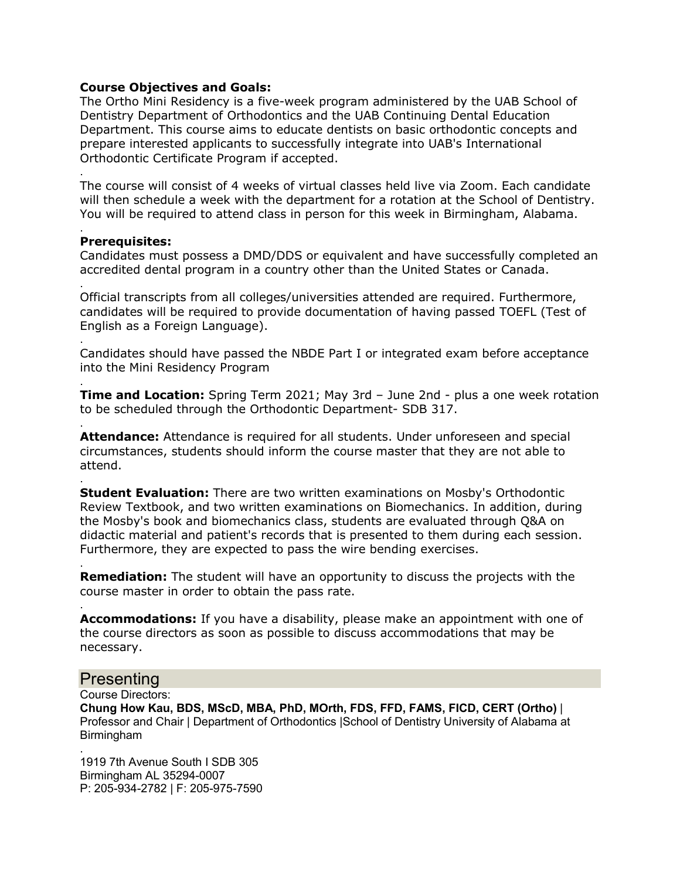**Course Objectives and Goals:**
The Ortho Mini Residency is a five-week program administered by the UAB School of Dentistry Department of Orthodontics and the UAB Continuing Dental Education Department. This course aims to educate dentists on basic orthodontic concepts and prepare interested applicants to successfully integrate into UAB's International Orthodontic Certificate Program if accepted.

.
The course will consist of 4 weeks of virtual classes held live via Zoom. Each candidate will then schedule a week with the department for a rotation at the School of Dentistry. You will be required to attend class in person for this week in Birmingham, Alabama.

.
**Prerequisites:**
Candidates must possess a DMD/DDS or equivalent and have successfully completed an accredited dental program in a country other than the United States or Canada.

.
Official transcripts from all colleges/universities attended are required. Furthermore, candidates will be required to provide documentation of having passed TOEFL (Test of English as a Foreign Language).

.
Candidates should have passed the NBDE Part I or integrated exam before acceptance into the Mini Residency Program

.
**Time and Location:** Spring Term 2021; May 3rd – June 2nd - plus a one week rotation to be scheduled through the Orthodontic Department- SDB 317.

.
**Attendance:** Attendance is required for all students. Under unforeseen and special circumstances, students should inform the course master that they are not able to attend.

.
**Student Evaluation:** There are two written examinations on Mosby's Orthodontic Review Textbook, and two written examinations on Biomechanics. In addition, during the Mosby's book and biomechanics class, students are evaluated through Q&A on didactic material and patient's records that is presented to them during each session. Furthermore, they are expected to pass the wire bending exercises.

.
**Remediation:** The student will have an opportunity to discuss the projects with the course master in order to obtain the pass rate.

.
**Accommodations:** If you have a disability, please make an appointment with one of the course directors as soon as possible to discuss accommodations that may be necessary.

## Presenting

Course Directors:
**Chung How Kau, BDS, MScD, MBA, PhD, MOrth, FDS, FFD, FAMS, FICD, CERT (Ortho)** | Professor and Chair | Department of Orthodontics |School of Dentistry University of Alabama at Birmingham

.
1919 7th Avenue South I SDB 305
Birmingham AL 35294-0007
P: 205-934-2782 | F: 205-975-7590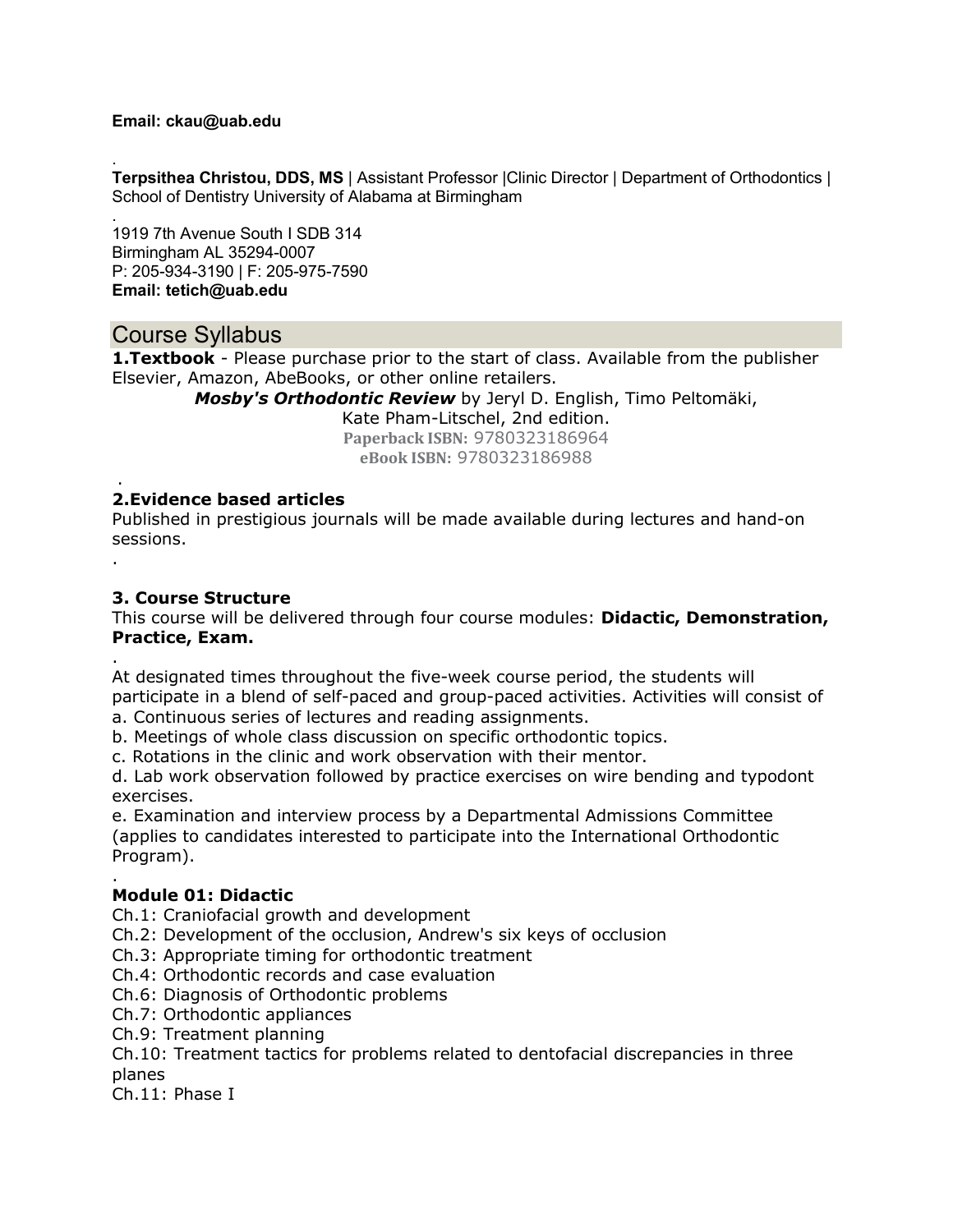**Email: ckau@uab.edu**

.

**Terpsithea Christou, DDS, MS** | Assistant Professor |Clinic Director | Department of Orthodontics | School of Dentistry University of Alabama at Birmingham

.

1919 7th Avenue South I SDB 314
Birmingham AL 35294-0007
P: 205-934-3190 | F: 205-975-7590
**Email: tetich@uab.edu**

## Course Syllabus

**1.Textbook** - Please purchase prior to the start of class. Available from the publisher Elsevier, Amazon, AbeBooks, or other online retailers.

***Mosby's Orthodontic Review*** by Jeryl D. English, Timo Peltomäki, Kate Pham-Litschel, 2nd edition.
**Paperback ISBN:** 9780323186964
**eBook ISBN:** 9780323186988

.

**2.Evidence based articles**

Published in prestigious journals will be made available during lectures and hand-on sessions.

.

**3. Course Structure**

This course will be delivered through four course modules: **Didactic, Demonstration, Practice, Exam.**

.

At designated times throughout the five-week course period, the students will participate in a blend of self-paced and group-paced activities. Activities will consist of

a. Continuous series of lectures and reading assignments.
b. Meetings of whole class discussion on specific orthodontic topics.
c. Rotations in the clinic and work observation with their mentor.
d. Lab work observation followed by practice exercises on wire bending and typodont exercises.
e. Examination and interview process by a Departmental Admissions Committee (applies to candidates interested to participate into the International Orthodontic Program).

.

**Module 01: Didactic**

Ch.1: Craniofacial growth and development
Ch.2: Development of the occlusion, Andrew's six keys of occlusion
Ch.3: Appropriate timing for orthodontic treatment
Ch.4: Orthodontic records and case evaluation
Ch.6: Diagnosis of Orthodontic problems
Ch.7: Orthodontic appliances
Ch.9: Treatment planning
Ch.10: Treatment tactics for problems related to dentofacial discrepancies in three planes
Ch.11: Phase I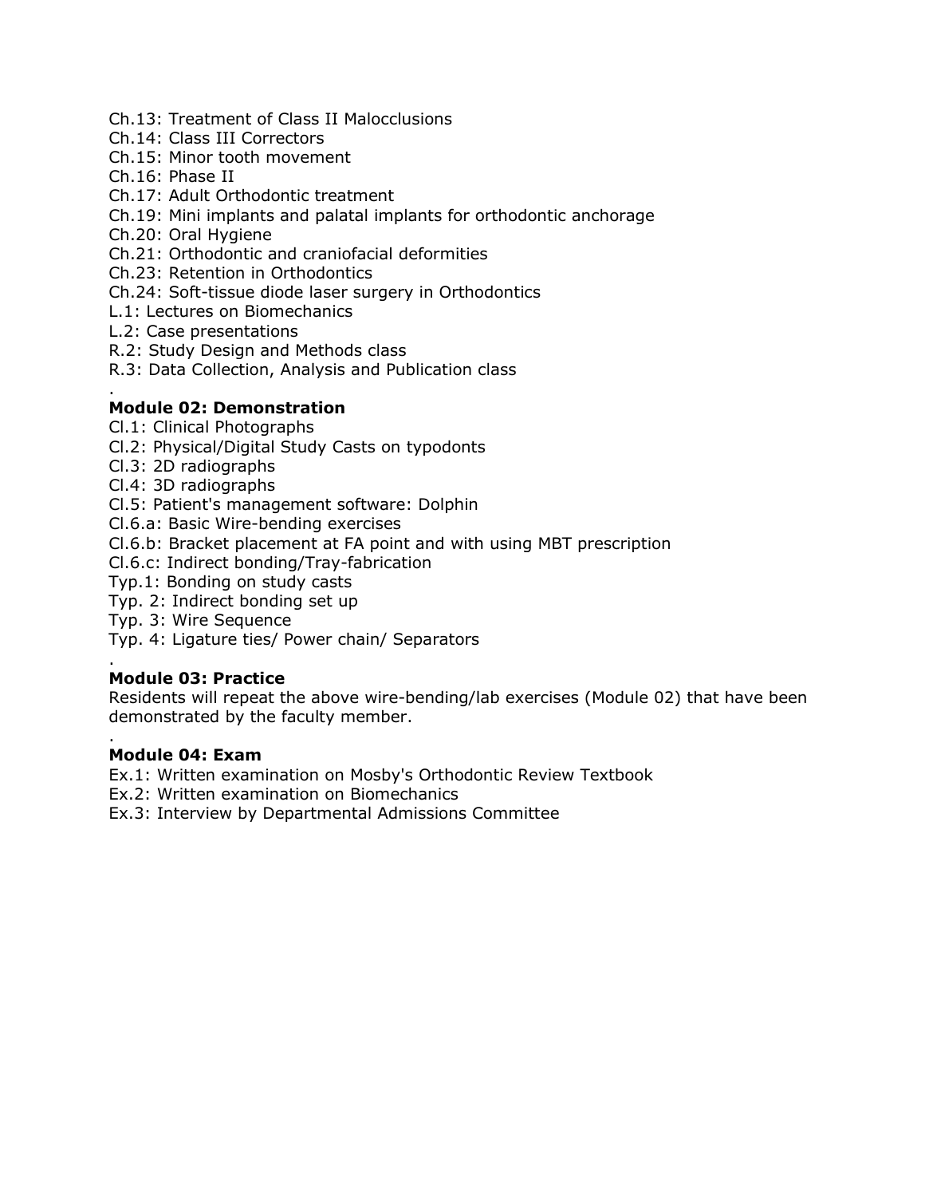Ch.13: Treatment of Class II Malocclusions
Ch.14: Class III Correctors
Ch.15: Minor tooth movement
Ch.16: Phase II
Ch.17: Adult Orthodontic treatment
Ch.19: Mini implants and palatal implants for orthodontic anchorage
Ch.20: Oral Hygiene
Ch.21: Orthodontic and craniofacial deformities
Ch.23: Retention in Orthodontics
Ch.24: Soft-tissue diode laser surgery in Orthodontics
L.1: Lectures on Biomechanics
L.2: Case presentations
R.2: Study Design and Methods class
R.3: Data Collection, Analysis and Publication class

.

**Module 02: Demonstration**

Cl.1: Clinical Photographs
Cl.2: Physical/Digital Study Casts on typodonts
Cl.3: 2D radiographs
Cl.4: 3D radiographs
Cl.5: Patient's management software: Dolphin
Cl.6.a: Basic Wire-bending exercises
Cl.6.b: Bracket placement at FA point and with using MBT prescription
Cl.6.c: Indirect bonding/Tray-fabrication
Typ.1: Bonding on study casts
Typ. 2: Indirect bonding set up
Typ. 3: Wire Sequence
Typ. 4: Ligature ties/ Power chain/ Separators

.

**Module 03: Practice**

Residents will repeat the above wire-bending/lab exercises (Module 02) that have been demonstrated by the faculty member.

.

**Module 04: Exam**

Ex.1: Written examination on Mosby's Orthodontic Review Textbook
Ex.2: Written examination on Biomechanics
Ex.3: Interview by Departmental Admissions Committee